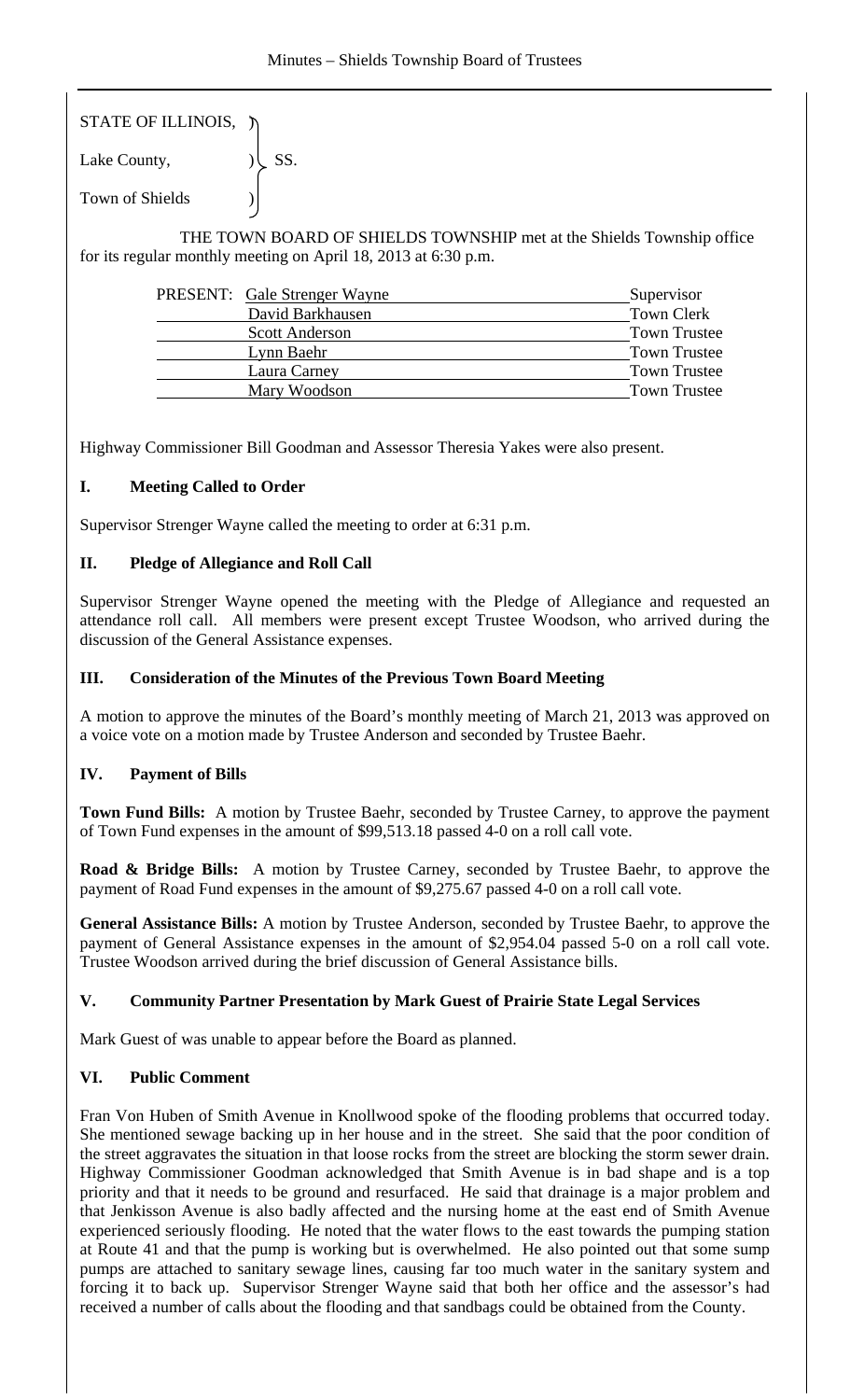STATE OF ILLINOIS, )
Lake County, ) SS.
Town of Shields )

THE TOWN BOARD OF SHIELDS TOWNSHIP met at the Shields Township office for its regular monthly meeting on April 18, 2013 at 6:30 p.m.

| PRESENT: | Name | Title |
|---|---|---|
| | Gale Strenger Wayne | Supervisor |
| | David Barkhausen | Town Clerk |
| | Scott Anderson | Town Trustee |
| | Lynn Baehr | Town Trustee |
| | Laura Carney | Town Trustee |
| | Mary Woodson | Town Trustee |

Highway Commissioner Bill Goodman and Assessor Theresia Yakes were also present.

## I. Meeting Called to Order

Supervisor Strenger Wayne called the meeting to order at 6:31 p.m.

## II. Pledge of Allegiance and Roll Call

Supervisor Strenger Wayne opened the meeting with the Pledge of Allegiance and requested an attendance roll call. All members were present except Trustee Woodson, who arrived during the discussion of the General Assistance expenses.

## III. Consideration of the Minutes of the Previous Town Board Meeting

A motion to approve the minutes of the Board's monthly meeting of March 21, 2013 was approved on a voice vote on a motion made by Trustee Anderson and seconded by Trustee Baehr.

## IV. Payment of Bills

**Town Fund Bills:** A motion by Trustee Baehr, seconded by Trustee Carney, to approve the payment of Town Fund expenses in the amount of $99,513.18 passed 4-0 on a roll call vote.

**Road & Bridge Bills:** A motion by Trustee Carney, seconded by Trustee Baehr, to approve the payment of Road Fund expenses in the amount of $9,275.67 passed 4-0 on a roll call vote.

**General Assistance Bills:** A motion by Trustee Anderson, seconded by Trustee Baehr, to approve the payment of General Assistance expenses in the amount of $2,954.04 passed 5-0 on a roll call vote. Trustee Woodson arrived during the brief discussion of General Assistance bills.

## V. Community Partner Presentation by Mark Guest of Prairie State Legal Services

Mark Guest of was unable to appear before the Board as planned.

## VI. Public Comment

Fran Von Huben of Smith Avenue in Knollwood spoke of the flooding problems that occurred today. She mentioned sewage backing up in her house and in the street. She said that the poor condition of the street aggravates the situation in that loose rocks from the street are blocking the storm sewer drain. Highway Commissioner Goodman acknowledged that Smith Avenue is in bad shape and is a top priority and that it needs to be ground and resurfaced. He said that drainage is a major problem and that Jenkisson Avenue is also badly affected and the nursing home at the east end of Smith Avenue experienced seriously flooding. He noted that the water flows to the east towards the pumping station at Route 41 and that the pump is working but is overwhelmed. He also pointed out that some sump pumps are attached to sanitary sewage lines, causing far too much water in the sanitary system and forcing it to back up. Supervisor Strenger Wayne said that both her office and the assessor's had received a number of calls about the flooding and that sandbags could be obtained from the County.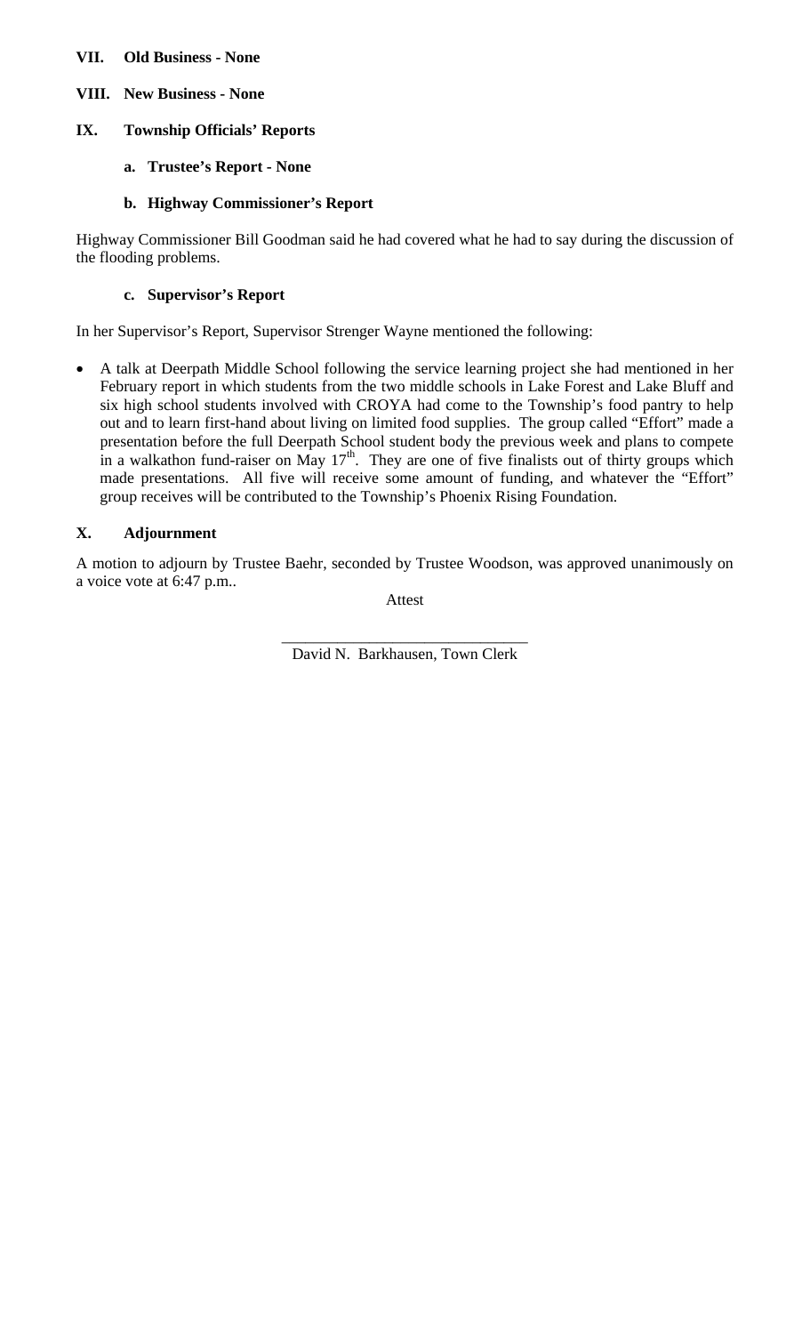## VII. Old Business - None

## VIII. New Business - None

## IX. Township Officials' Reports

### a. Trustee's Report - None

### b. Highway Commissioner's Report

Highway Commissioner Bill Goodman said he had covered what he had to say during the discussion of the flooding problems.

### c. Supervisor's Report

In her Supervisor's Report, Supervisor Strenger Wayne mentioned the following:

- A talk at Deerpath Middle School following the service learning project she had mentioned in her February report in which students from the two middle schools in Lake Forest and Lake Bluff and six high school students involved with CROYA had come to the Township's food pantry to help out and to learn first-hand about living on limited food supplies. The group called "Effort" made a presentation before the full Deerpath School student body the previous week and plans to compete in a walkathon fund-raiser on May 17th. They are one of five finalists out of thirty groups which made presentations. All five will receive some amount of funding, and whatever the "Effort" group receives will be contributed to the Township's Phoenix Rising Foundation.

## X. Adjournment

A motion to adjourn by Trustee Baehr, seconded by Trustee Woodson, was approved unanimously on a voice vote at 6:47 p.m..

Attest

_______________________________
David N. Barkhausen, Town Clerk